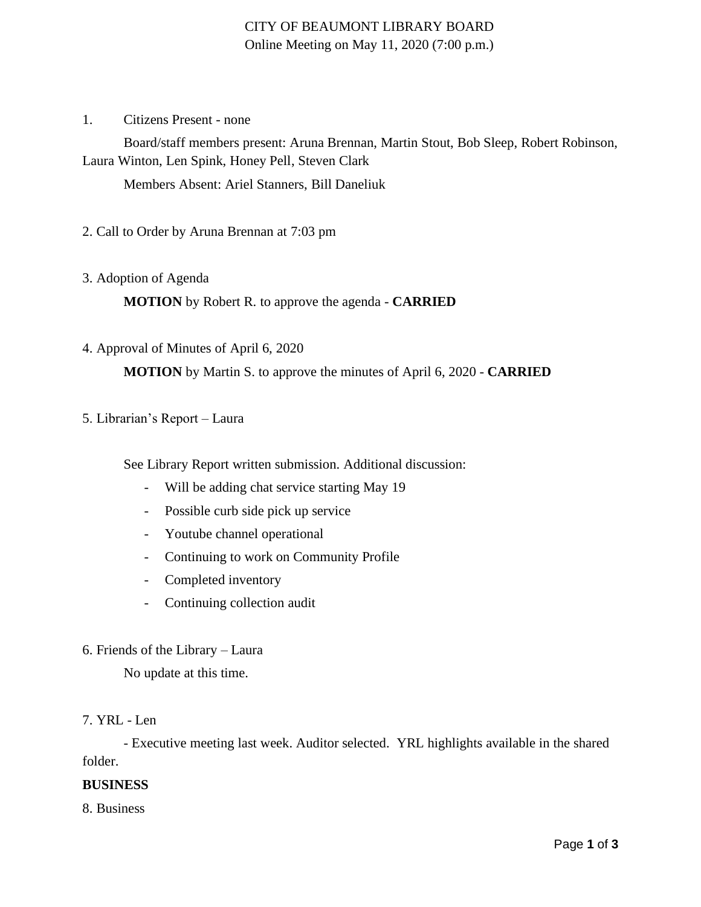# CITY OF BEAUMONT LIBRARY BOARD

Online Meeting on May 11, 2020 (7:00 p.m.)

1. Citizens Present - none

   Board/staff members present: Aruna Brennan, Martin Stout, Bob Sleep, Robert Robinson, Laura Winton, Len Spink, Honey Pell, Steven Clark

   Members Absent: Ariel Stanners, Bill Daneliuk

2. Call to Order by Aruna Brennan at 7:03 pm

3. Adoption of Agenda

   **MOTION** by Robert R. to approve the agenda - **CARRIED**

4. Approval of Minutes of April 6, 2020

   **MOTION** by Martin S. to approve the minutes of April 6, 2020 - **CARRIED**

5. Librarian's Report – Laura

   See Library Report written submission. Additional discussion:

   - Will be adding chat service starting May 19
   - Possible curb side pick up service
   - Youtube channel operational
   - Continuing to work on Community Profile
   - Completed inventory
   - Continuing collection audit

6. Friends of the Library – Laura

   No update at this time.

7. YRL - Len

   - Executive meeting last week. Auditor selected. YRL highlights available in the shared folder.

**BUSINESS**

8. Business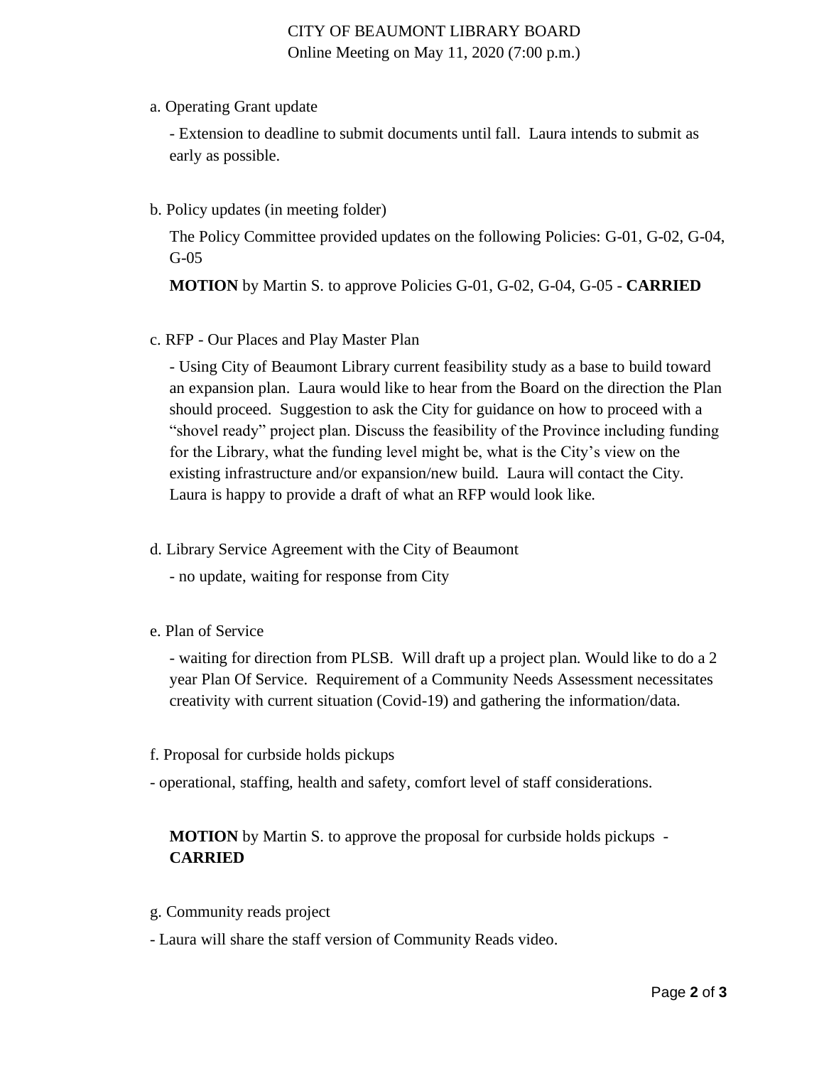a. Operating Grant update

- Extension to deadline to submit documents until fall. Laura intends to submit as early as possible.

b. Policy updates (in meeting folder)

The Policy Committee provided updates on the following Policies: G-01, G-02, G-04, G-05

**MOTION** by Martin S. to approve Policies G-01, G-02, G-04, G-05 - **CARRIED**

c. RFP - Our Places and Play Master Plan

- Using City of Beaumont Library current feasibility study as a base to build toward an expansion plan. Laura would like to hear from the Board on the direction the Plan should proceed. Suggestion to ask the City for guidance on how to proceed with a "shovel ready" project plan. Discuss the feasibility of the Province including funding for the Library, what the funding level might be, what is the City's view on the existing infrastructure and/or expansion/new build. Laura will contact the City. Laura is happy to provide a draft of what an RFP would look like.

d. Library Service Agreement with the City of Beaumont

- no update, waiting for response from City

e. Plan of Service

- waiting for direction from PLSB. Will draft up a project plan. Would like to do a 2 year Plan Of Service. Requirement of a Community Needs Assessment necessitates creativity with current situation (Covid-19) and gathering the information/data.

f. Proposal for curbside holds pickups

- operational, staffing, health and safety, comfort level of staff considerations.

**MOTION** by Martin S. to approve the proposal for curbside holds pickups - **CARRIED**

g. Community reads project

- Laura will share the staff version of Community Reads video.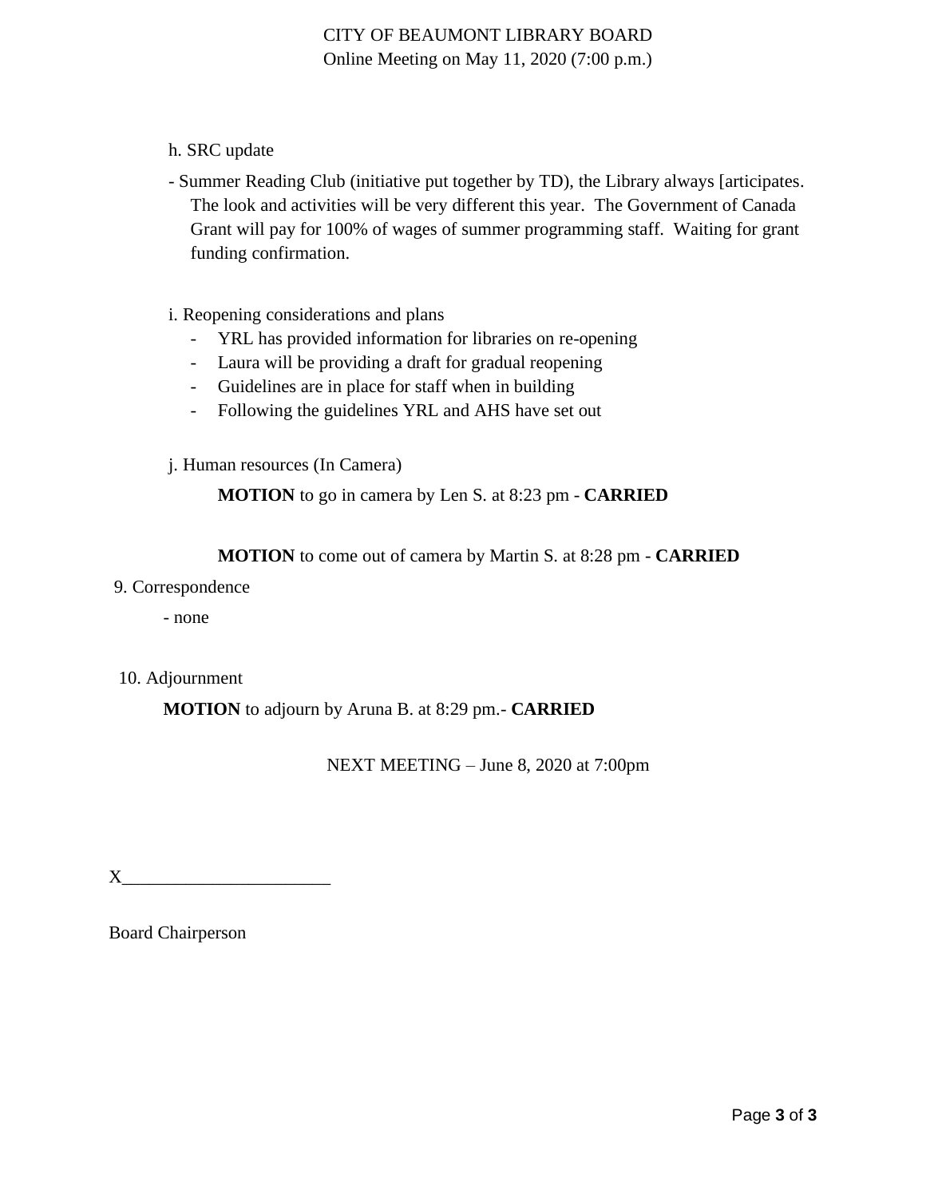h. SRC update

- Summer Reading Club (initiative put together by TD), the Library always [articipates. The look and activities will be very different this year. The Government of Canada Grant will pay for 100% of wages of summer programming staff. Waiting for grant funding confirmation.

i. Reopening considerations and plans

- YRL has provided information for libraries on re-opening
- Laura will be providing a draft for gradual reopening
- Guidelines are in place for staff when in building
- Following the guidelines YRL and AHS have set out

j. Human resources (In Camera)

**MOTION** to go in camera by Len S. at 8:23 pm - **CARRIED**

**MOTION** to come out of camera by Martin S. at 8:28 pm - **CARRIED**

9. Correspondence

- none

10. Adjournment

**MOTION** to adjourn by Aruna B. at 8:29 pm.- **CARRIED**

NEXT MEETING – June 8, 2020 at 7:00pm

X______________________

Board Chairperson